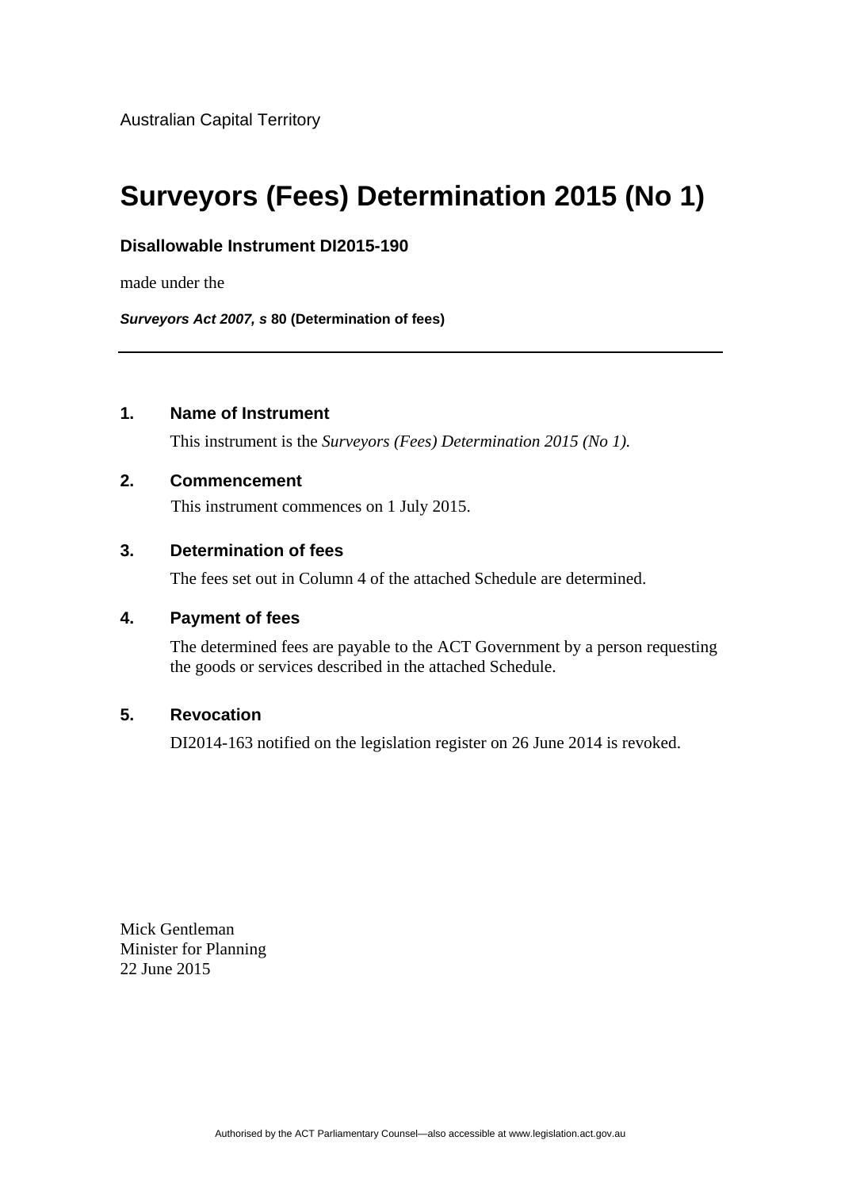Australian Capital Territory

# Surveyors (Fees) Determination 2015 (No 1)

**Disallowable Instrument DI2015-190**

made under the

***Surveyors Act 2007, s*** **80 (Determination of fees)**

---

## 1. Name of Instrument

This instrument is the *Surveyors (Fees) Determination 2015 (No 1).*

## 2. Commencement

This instrument commences on 1 July 2015.

## 3. Determination of fees

The fees set out in Column 4 of the attached Schedule are determined.

## 4. Payment of fees

The determined fees are payable to the ACT Government by a person requesting the goods or services described in the attached Schedule.

## 5. Revocation

DI2014-163 notified on the legislation register on 26 June 2014 is revoked.

Mick Gentleman
Minister for Planning
22 June 2015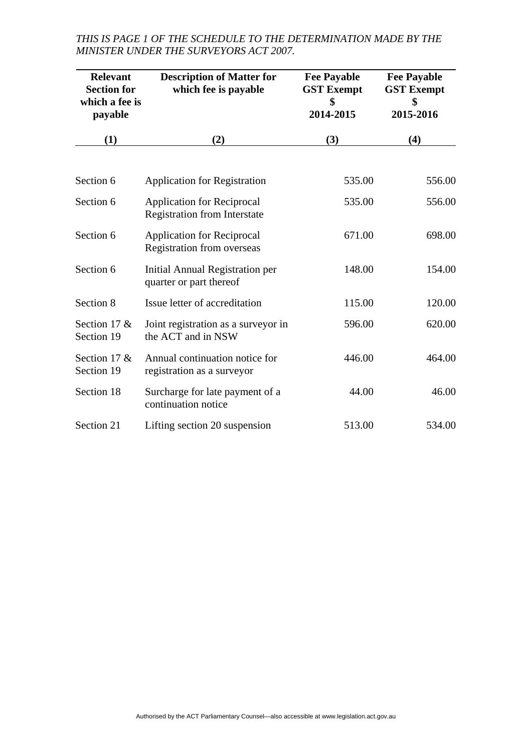*THIS IS PAGE 1 OF THE SCHEDULE TO THE DETERMINATION MADE BY THE MINISTER UNDER THE SURVEYORS ACT 2007.*

| **Relevant Section for which a fee is payable** | **Description of Matter for which fee is payable** | **Fee Payable GST Exempt $ 2014-2015** | **Fee Payable GST Exempt $ 2015-2016** |
|---|---|---|---|
| **(1)** | **(2)** | **(3)** | **(4)** |
| Section 6 | Application for Registration | 535.00 | 556.00 |
| Section 6 | Application for Reciprocal Registration from Interstate | 535.00 | 556.00 |
| Section 6 | Application for Reciprocal Registration from overseas | 671.00 | 698.00 |
| Section 6 | Initial Annual Registration per quarter or part thereof | 148.00 | 154.00 |
| Section 8 | Issue letter of accreditation | 115.00 | 120.00 |
| Section 17 & Section 19 | Joint registration as a surveyor in the ACT and in NSW | 596.00 | 620.00 |
| Section 17 & Section 19 | Annual continuation notice for registration as a surveyor | 446.00 | 464.00 |
| Section 18 | Surcharge for late payment of a continuation notice | 44.00 | 46.00 |
| Section 21 | Lifting section 20 suspension | 513.00 | 534.00 |